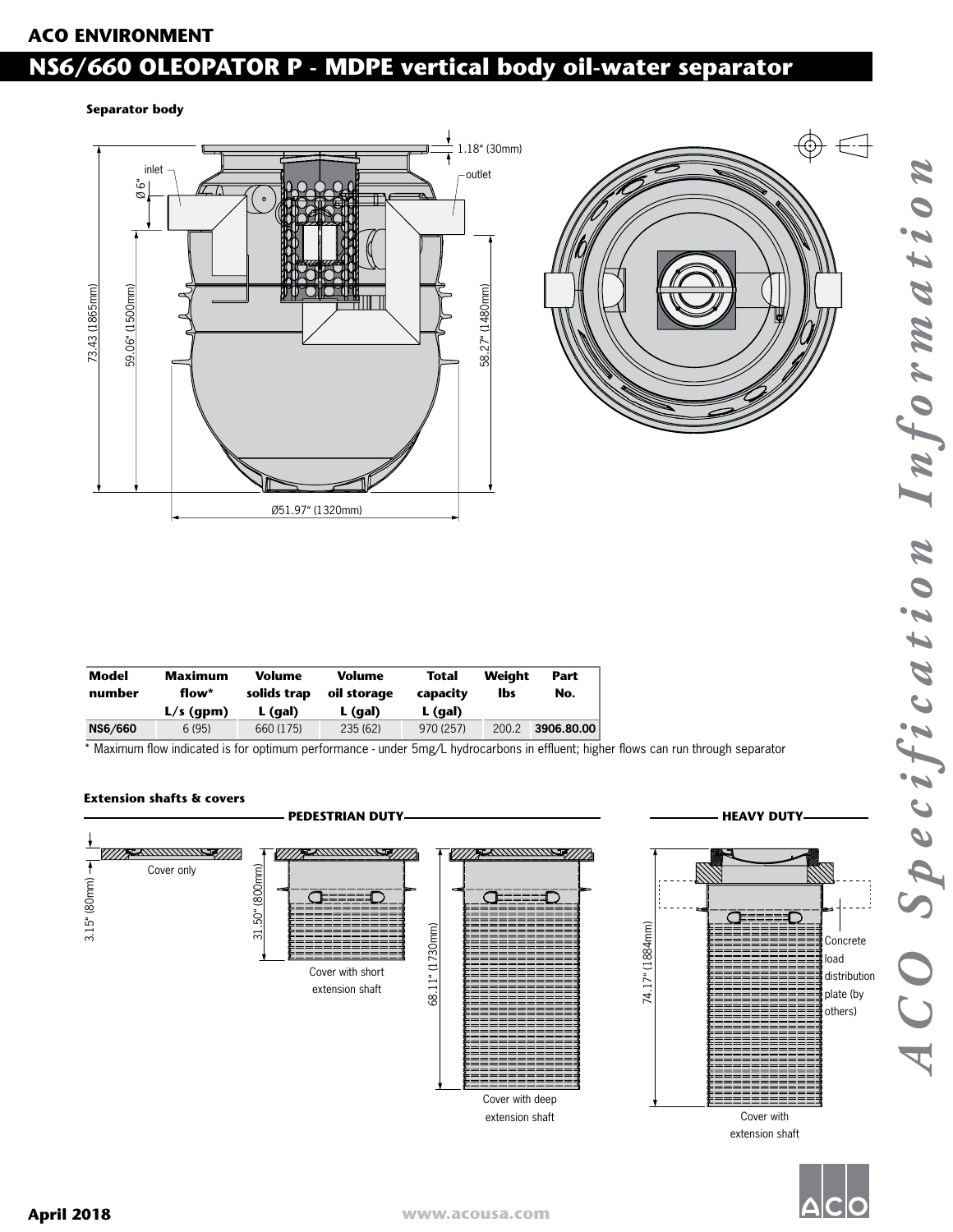**ACO ENVIRONMENT**

# NS6/660 OLEOPATOR P - MDPE vertical body oil-water separator

**Separator body**

inlet

Ø 6"

outlet

1.18" (30mm)

73.43 (1865mm)

59.06" (1500mm)

58.27" (1480mm)

Ø51.97" (1320mm)

| Model number | Maximum flow* L/s (gpm) | Volume solids trap L (gal) | Volume oil storage L (gal) | Total capacity L (gal) | Weight lbs | Part No. |
|---|---|---|---|---|---|---|
| NS6/660 | 6 (95) | 660 (175) | 235 (62) | 970 (257) | 200.2 | 3906.80.00 |

\* Maximum flow indicated is for optimum performance - under 5mg/L hydrocarbons in effluent; higher flows can run through separator

**Extension shafts & covers**

PEDESTRIAN DUTY

3.15" (80mm)

Cover only

31.50" (800mm)

Cover with short extension shaft

68.11" (1730mm)

Cover with deep extension shaft

HEAVY DUTY

74.17" (1884mm)

Concrete load distribution plate (by others)

Cover with extension shaft

*ACO Specification Information*

April 2018

www.acousa.com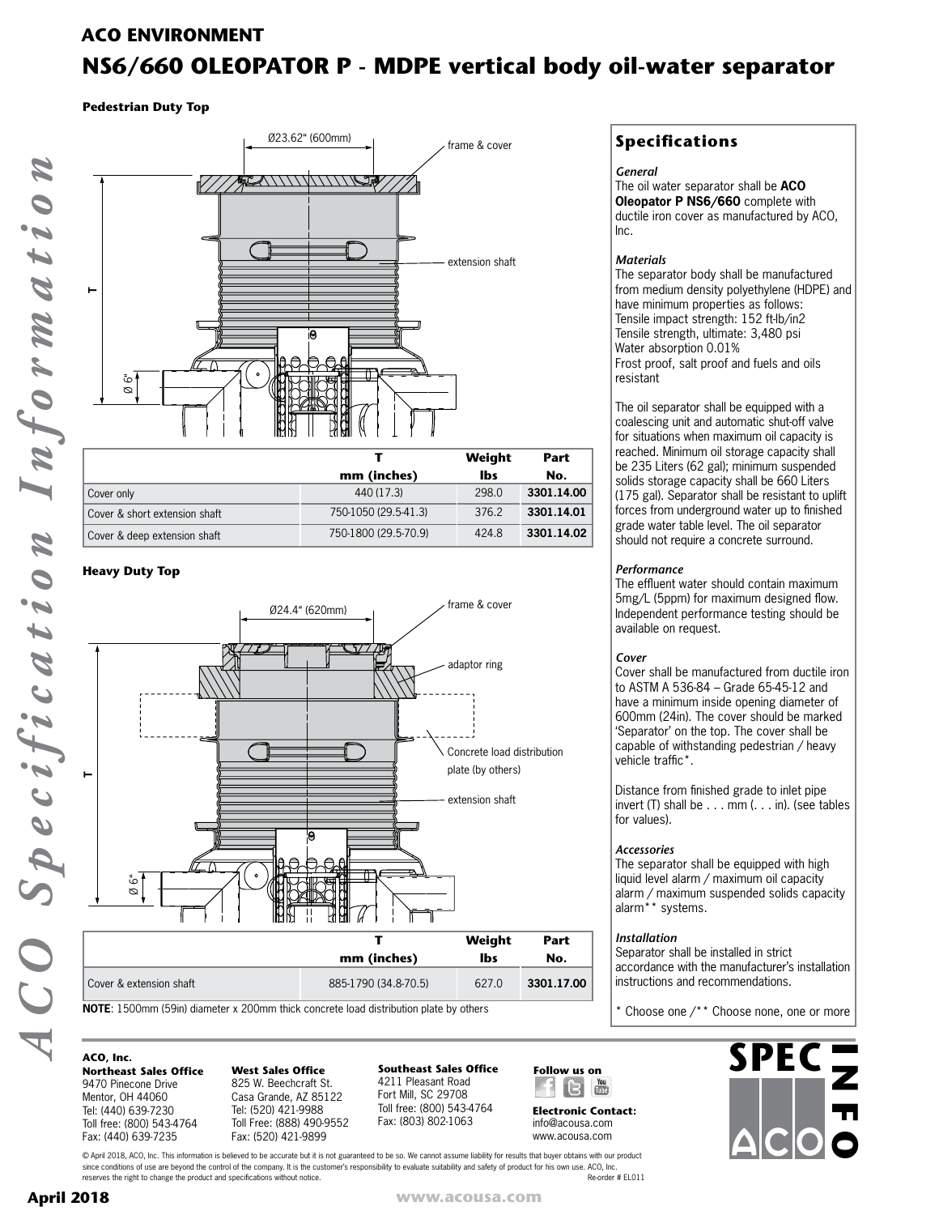# ACO ENVIRONMENT

## NS6/660 OLEOPATOR P - MDPE vertical body oil-water separator

### Pedestrian Duty Top

Ø23.62" (600mm)

frame & cover

extension shaft

T

Ø 6"

| | T mm (inches) | Weight lbs | Part No. |
|---|---|---|---|
| Cover only | 440 (17.3) | 298.0 | **3301.14.00** |
| Cover & short extension shaft | 750-1050 (29.5-41.3) | 376.2 | **3301.14.01** |
| Cover & deep extension shaft | 750-1800 (29.5-70.9) | 424.8 | **3301.14.02** |

### Heavy Duty Top

Ø24.4" (620mm)

frame & cover

adaptor ring

Concrete load distribution plate (by others)

extension shaft

T

Ø 6"

| | T mm (inches) | Weight lbs | Part No. |
|---|---|---|---|
| Cover & extension shaft | 885-1790 (34.8-70.5) | 627.0 | **3301.17.00** |

**NOTE**: 1500mm (59in) diameter x 200mm thick concrete load distribution plate by others

## Specifications

***General***

The oil water separator shall be **ACO Oleopator P NS6/660** complete with ductile iron cover as manufactured by ACO, Inc.

***Materials***

The separator body shall be manufactured from medium density polyethylene (HDPE) and have minimum properties as follows:
Tensile impact strength: 152 ft-lb/in2
Tensile strength, ultimate: 3,480 psi
Water absorption 0.01%
Frost proof, salt proof and fuels and oils resistant

The oil separator shall be equipped with a coalescing unit and automatic shut-off valve for situations when maximum oil capacity is reached. Minimum oil storage capacity shall be 235 Liters (62 gal); minimum suspended solids storage capacity shall be 660 Liters (175 gal). Separator shall be resistant to uplift forces from underground water up to finished grade water table level. The oil separator should not require a concrete surround.

***Performance***

The effluent water should contain maximum 5mg/L (5ppm) for maximum designed flow. Independent performance testing should be available on request.

***Cover***

Cover shall be manufactured from ductile iron to ASTM A 536-84 – Grade 65-45-12 and have a minimum inside opening diameter of 600mm (24in). The cover should be marked 'Separator' on the top. The cover shall be capable of withstanding pedestrian / heavy vehicle traffic*.

Distance from finished grade to inlet pipe invert (T) shall be . . . mm (. . . in). (see tables for values).

***Accessories***

The separator shall be equipped with high liquid level alarm / maximum oil capacity alarm / maximum suspended solids capacity alarm** systems.

***Installation***

Separator shall be installed in strict accordance with the manufacturer's installation instructions and recommendations.

\* Choose one /** Choose none, one or more

ACO Specification Information

**ACO, Inc.**
**Northeast Sales Office**
9470 Pinecone Drive
Mentor, OH 44060
Tel: (440) 639-7230
Toll free: (800) 543-4764
Fax: (440) 639-7235

**West Sales Office**
825 W. Beechcraft St.
Casa Grande, AZ 85122
Tel: (520) 421-9988
Toll Free: (888) 490-9552
Fax: (520) 421-9899

**Southeast Sales Office**
4211 Pleasant Road
Fort Mill, SC 29708
Toll free: (800) 543-4764
Fax: (803) 802-1063

**Follow us on**

**Electronic Contact:**
info@acousa.com
www.acousa.com

SPEC INFO ACO

© April 2018, ACO, Inc. This information is believed to be accurate but it is not guaranteed to be so. We cannot assume liability for results that buyer obtains with our product since conditions of use are beyond the control of the company. It is the customer's responsibility to evaluate suitability and safety of product for his own use. ACO, Inc. reserves the right to change the product and specifications without notice. Re-order # EL011

**April 2018**

www.acousa.com